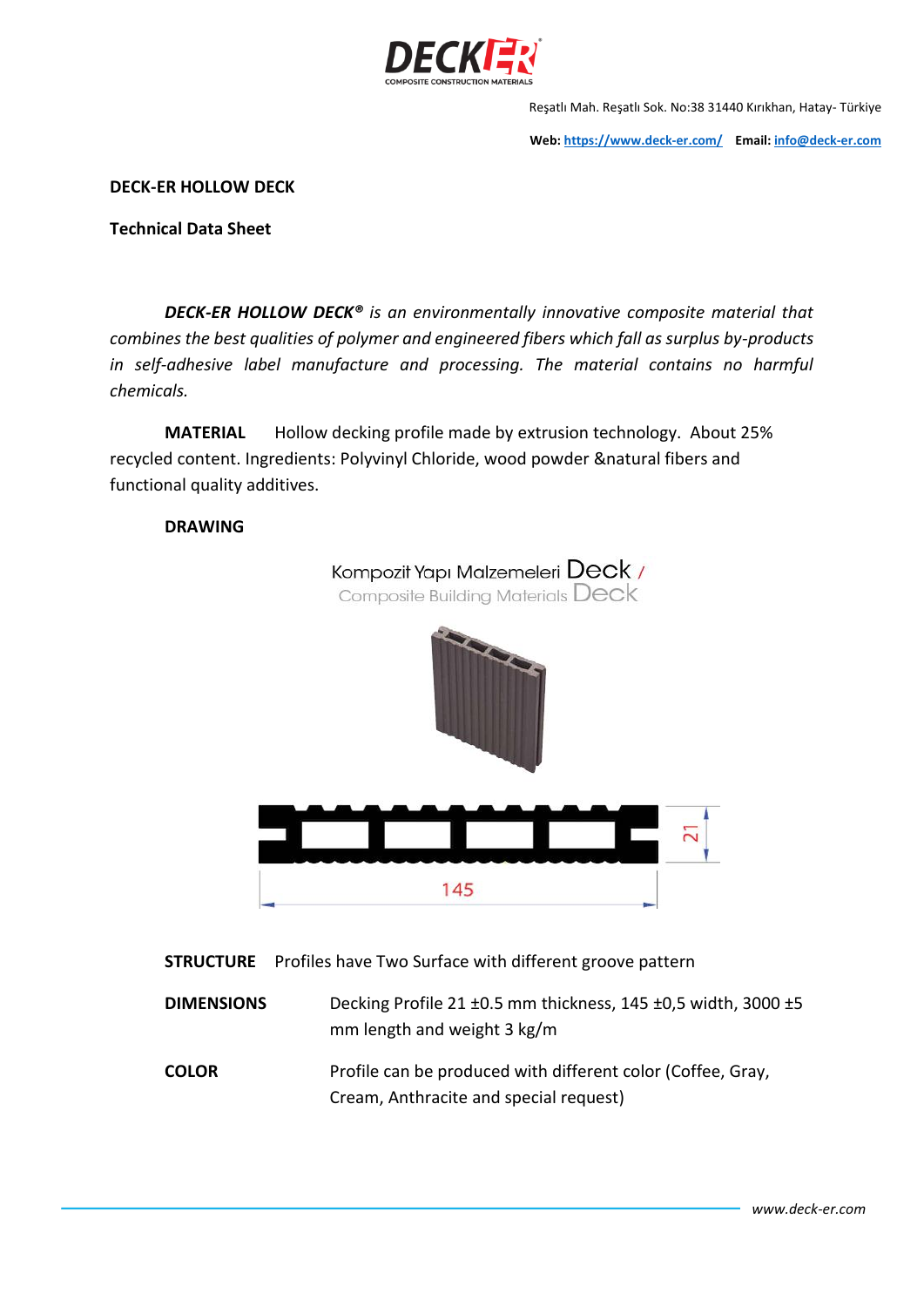Reşatlı Mah. Reşatlı Sok. No:38 31440 Kırıkhan, Hatay- Türkiye

**Web:** https://www.deck-er.com/ **Email:** info@deck-er.com

**DECK-ER HOLLOW DECK**

**Technical Data Sheet**

***DECK-ER HOLLOW DECK®*** *is an environmentally innovative composite material that combines the best qualities of polymer and engineered fibers which fall as surplus by-products in self-adhesive label manufacture and processing. The material contains no harmful chemicals.*

**MATERIAL** Hollow decking profile made by extrusion technology. About 25% recycled content. Ingredients: Polyvinyl Chloride, wood powder &natural fibers and functional quality additives.

**DRAWING**

Kompozit Yapı Malzemeleri Deck / Composite Building Materials Deck

145

21

**STRUCTURE** Profiles have Two Surface with different groove pattern

**DIMENSIONS** Decking Profile 21 ±0.5 mm thickness, 145 ±0,5 width, 3000 ±5 mm length and weight 3 kg/m

**COLOR** Profile can be produced with different color (Coffee, Gray, Cream, Anthracite and special request)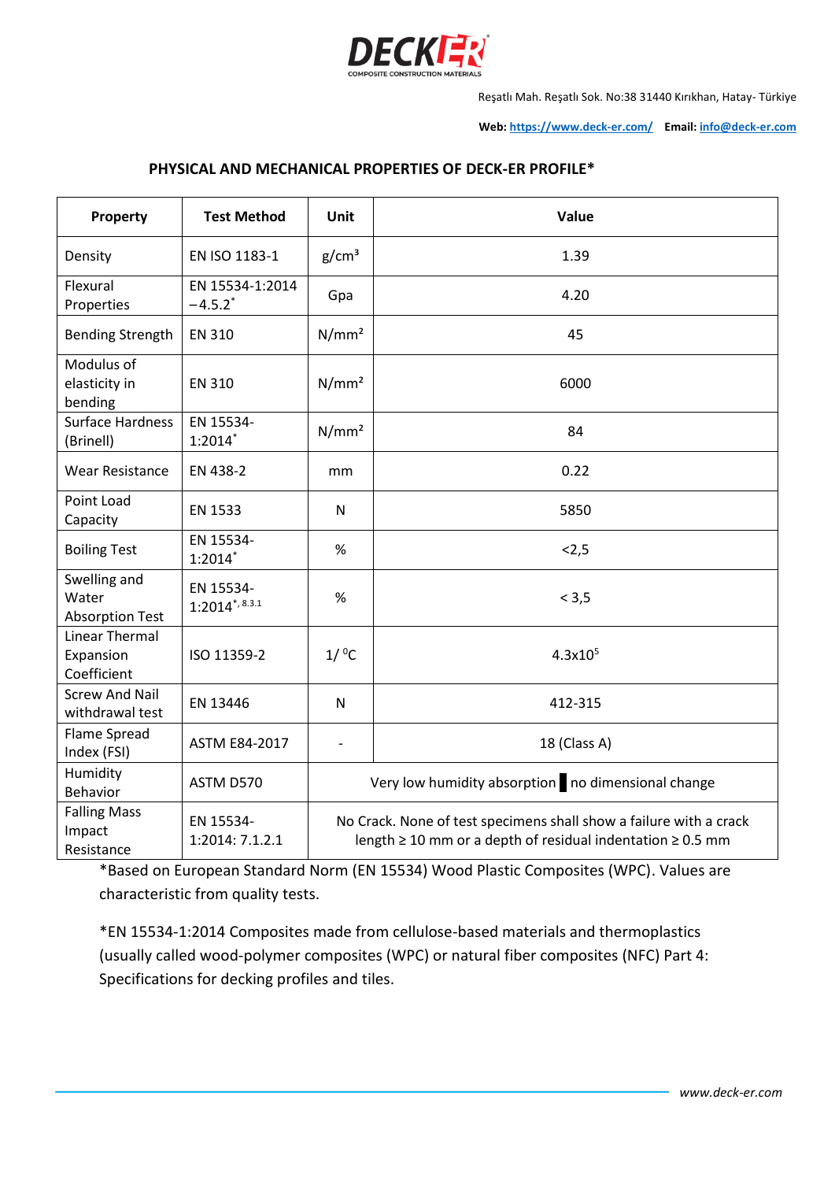DECKER
COMPOSITE CONSTRUCTION MATERIALS

Reşatlı Mah. Reşatlı Sok. No:38 31440 Kırıkhan, Hatay- Türkiye

**Web:** https://www.deck-er.com/ **Email:** info@deck-er.com

**PHYSICAL AND MECHANICAL PROPERTIES OF DECK-ER PROFILE***

| Property | Test Method | Unit | Value |
|---|---|---|---|
| Density | EN ISO 1183-1 | g/cm³ | 1.39 |
| Flexural Properties | EN 15534-1:2014 –4.5.2* | Gpa | 4.20 |
| Bending Strength | EN 310 | N/mm² | 45 |
| Modulus of elasticity in bending | EN 310 | N/mm² | 6000 |
| Surface Hardness (Brinell) | EN 15534-1:2014* | N/mm² | 84 |
| Wear Resistance | EN 438-2 | mm | 0.22 |
| Point Load Capacity | EN 1533 | N | 5850 |
| Boiling Test | EN 15534-1:2014* | % | <2,5 |
| Swelling and Water Absorption Test | EN 15534-1:2014*, 8.3.1 | % | < 3,5 |
| Linear Thermal Expansion Coefficient | ISO 11359-2 | 1/ $^0$C | 4.3x$10^5$ |
| Screw And Nail withdrawal test | EN 13446 | N | 412-315 |
| Flame Spread Index (FSI) | ASTM E84-2017 | - | 18 (Class A) |
| Humidity Behavior | ASTM D570 | Very low humidity absorption ▌no dimensional change | |
| Falling Mass Impact Resistance | EN 15534-1:2014: 7.1.2.1 | No Crack. None of test specimens shall show a failure with a crack length ≥ 10 mm or a depth of residual indentation ≥ 0.5 mm | |

*Based on European Standard Norm (EN 15534) Wood Plastic Composites (WPC). Values are characteristic from quality tests.

*EN 15534-1:2014 Composites made from cellulose-based materials and thermoplastics (usually called wood-polymer composites (WPC) or natural fiber composites (NFC) Part 4: Specifications for decking profiles and tiles.